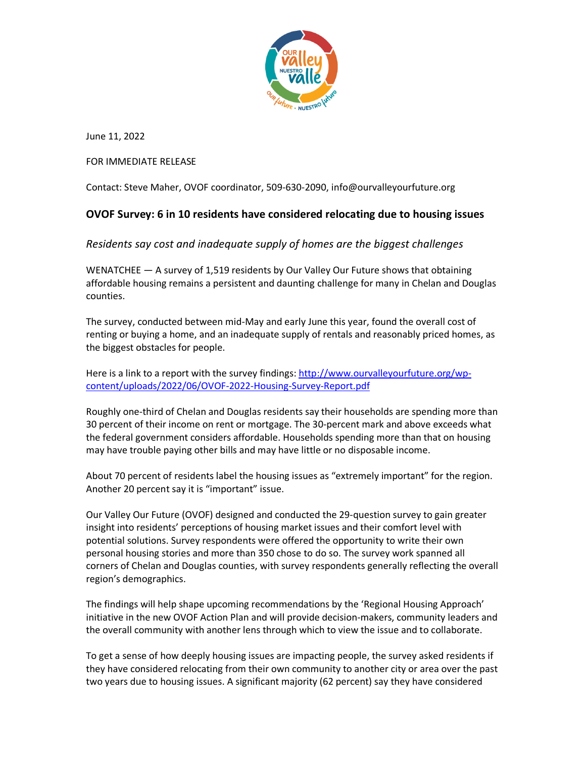June 11, 2022

FOR IMMEDIATE RELEASE

Contact: Steve Maher, OVOF coordinator, 509-630-2090, info@ourvalleyourfuture.org

## OVOF Survey: 6 in 10 residents have considered relocating due to housing issues

*Residents say cost and inadequate supply of homes are the biggest challenges*

WENATCHEE — A survey of 1,519 residents by Our Valley Our Future shows that obtaining affordable housing remains a persistent and daunting challenge for many in Chelan and Douglas counties.

The survey, conducted between mid-May and early June this year, found the overall cost of renting or buying a home, and an inadequate supply of rentals and reasonably priced homes, as the biggest obstacles for people.

Here is a link to a report with the survey findings: [http://www.ourvalleyourfuture.org/wp-content/uploads/2022/06/OVOF-2022-Housing-Survey-Report.pdf](http://www.ourvalleyourfuture.org/wp-content/uploads/2022/06/OVOF-2022-Housing-Survey-Report.pdf)

Roughly one-third of Chelan and Douglas residents say their households are spending more than 30 percent of their income on rent or mortgage. The 30-percent mark and above exceeds what the federal government considers affordable. Households spending more than that on housing may have trouble paying other bills and may have little or no disposable income.

About 70 percent of residents label the housing issues as "extremely important" for the region. Another 20 percent say it is "important" issue.

Our Valley Our Future (OVOF) designed and conducted the 29-question survey to gain greater insight into residents' perceptions of housing market issues and their comfort level with potential solutions. Survey respondents were offered the opportunity to write their own personal housing stories and more than 350 chose to do so. The survey work spanned all corners of Chelan and Douglas counties, with survey respondents generally reflecting the overall region's demographics.

The findings will help shape upcoming recommendations by the 'Regional Housing Approach' initiative in the new OVOF Action Plan and will provide decision-makers, community leaders and the overall community with another lens through which to view the issue and to collaborate.

To get a sense of how deeply housing issues are impacting people, the survey asked residents if they have considered relocating from their own community to another city or area over the past two years due to housing issues. A significant majority (62 percent) say they have considered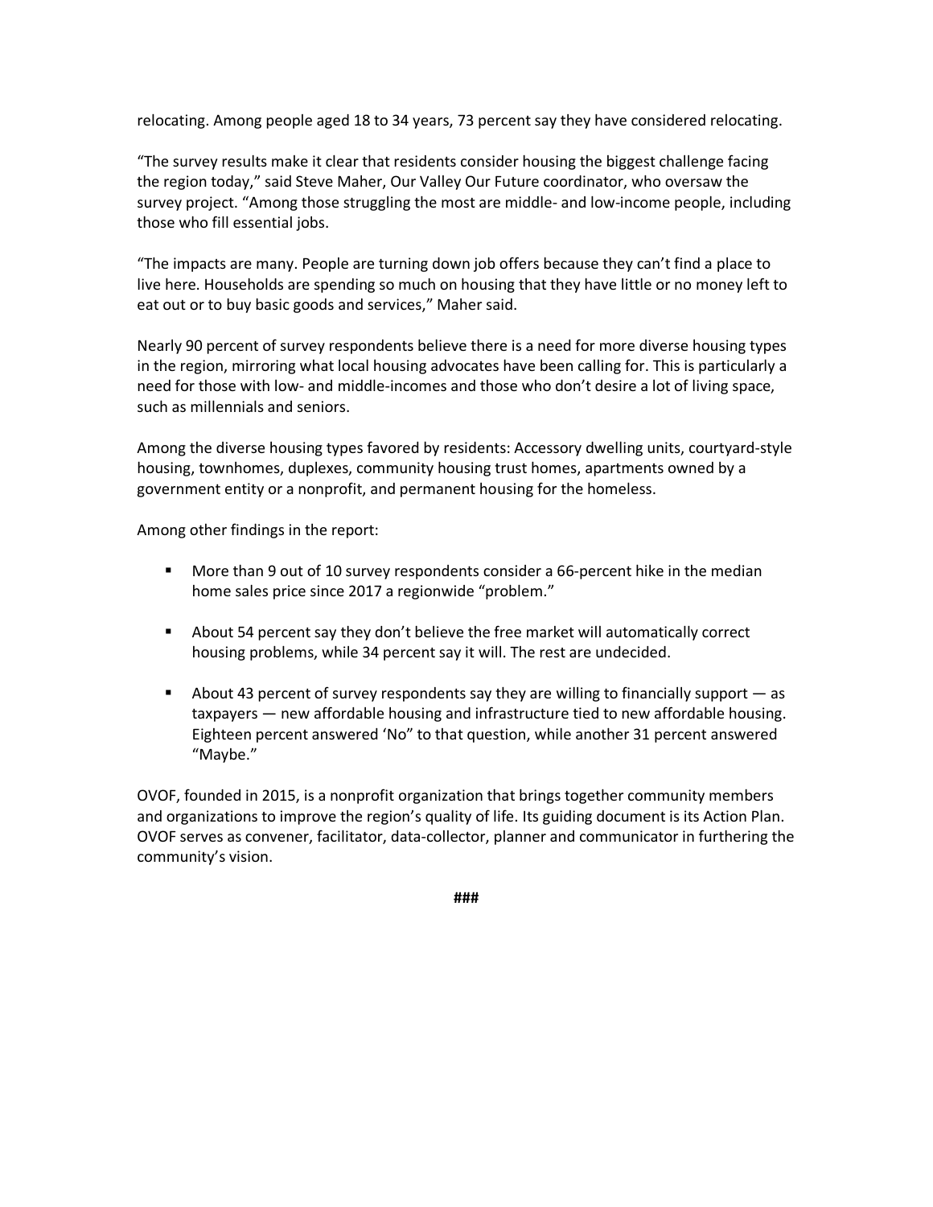relocating. Among people aged 18 to 34 years, 73 percent say they have considered relocating.

"The survey results make it clear that residents consider housing the biggest challenge facing the region today," said Steve Maher, Our Valley Our Future coordinator, who oversaw the survey project. "Among those struggling the most are middle- and low-income people, including those who fill essential jobs.

"The impacts are many. People are turning down job offers because they can't find a place to live here. Households are spending so much on housing that they have little or no money left to eat out or to buy basic goods and services," Maher said.

Nearly 90 percent of survey respondents believe there is a need for more diverse housing types in the region, mirroring what local housing advocates have been calling for. This is particularly a need for those with low- and middle-incomes and those who don't desire a lot of living space, such as millennials and seniors.

Among the diverse housing types favored by residents: Accessory dwelling units, courtyard-style housing, townhomes, duplexes, community housing trust homes, apartments owned by a government entity or a nonprofit, and permanent housing for the homeless.

Among other findings in the report:

- More than 9 out of 10 survey respondents consider a 66-percent hike in the median home sales price since 2017 a regionwide "problem."
- About 54 percent say they don't believe the free market will automatically correct housing problems, while 34 percent say it will. The rest are undecided.
- About 43 percent of survey respondents say they are willing to financially support — as taxpayers — new affordable housing and infrastructure tied to new affordable housing. Eighteen percent answered 'No" to that question, while another 31 percent answered "Maybe."

OVOF, founded in 2015, is a nonprofit organization that brings together community members and organizations to improve the region's quality of life. Its guiding document is its Action Plan. OVOF serves as convener, facilitator, data-collector, planner and communicator in furthering the community's vision.

###